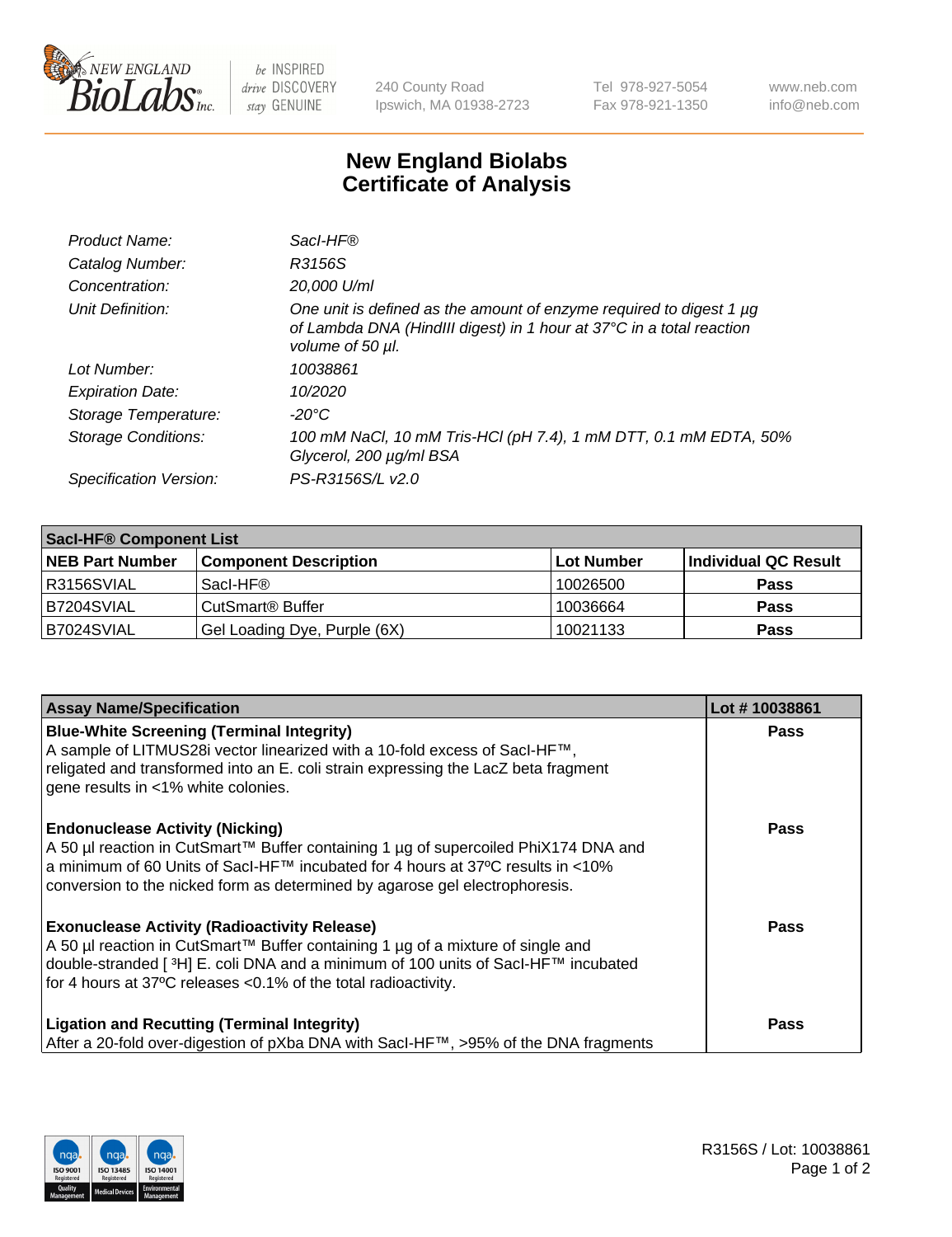# New England Biolabs Certificate of Analysis

| | |
|---|---|
| *Product Name:* | *SacI-HF®* |
| *Catalog Number:* | *R3156S* |
| *Concentration:* | *20,000 U/ml* |
| *Unit Definition:* | *One unit is defined as the amount of enzyme required to digest 1 µg of Lambda DNA (HindIII digest) in 1 hour at 37°C in a total reaction volume of 50 µl.* |
| *Lot Number:* | *10038861* |
| *Expiration Date:* | *10/2020* |
| *Storage Temperature:* | *-20°C* |
| *Storage Conditions:* | *100 mM NaCl, 10 mM Tris-HCl (pH 7.4), 1 mM DTT, 0.1 mM EDTA, 50% Glycerol, 200 µg/ml BSA* |
| *Specification Version:* | *PS-R3156S/L v2.0* |

| SacI-HF® Component List | | | |
|---|---|---|---|
| **NEB Part Number** | **Component Description** | **Lot Number** | **Individual QC Result** |
| R3156SVIAL | SacI-HF® | 10026500 | **Pass** |
| B7204SVIAL | CutSmart® Buffer | 10036664 | **Pass** |
| B7024SVIAL | Gel Loading Dye, Purple (6X) | 10021133 | **Pass** |

| Assay Name/Specification | Lot # 10038861 |
|---|---|
| **Blue-White Screening (Terminal Integrity)**<br>A sample of LITMUS28i vector linearized with a 10-fold excess of SacI-HF™, religated and transformed into an E. coli strain expressing the LacZ beta fragment gene results in <1% white colonies. | **Pass** |
| **Endonuclease Activity (Nicking)**<br>A 50 µl reaction in CutSmart™ Buffer containing 1 µg of supercoiled PhiX174 DNA and a minimum of 60 Units of SacI-HF™ incubated for 4 hours at 37ºC results in <10% conversion to the nicked form as determined by agarose gel electrophoresis. | **Pass** |
| **Exonuclease Activity (Radioactivity Release)**<br>A 50 µl reaction in CutSmart™ Buffer containing 1 µg of a mixture of single and double-stranded [ $^3$H] E. coli DNA and a minimum of 100 units of SacI-HF™ incubated for 4 hours at 37ºC releases <0.1% of the total radioactivity. | **Pass** |
| **Ligation and Recutting (Terminal Integrity)**<br>After a 20-fold over-digestion of pXba DNA with SacI-HF™, >95% of the DNA fragments | **Pass** |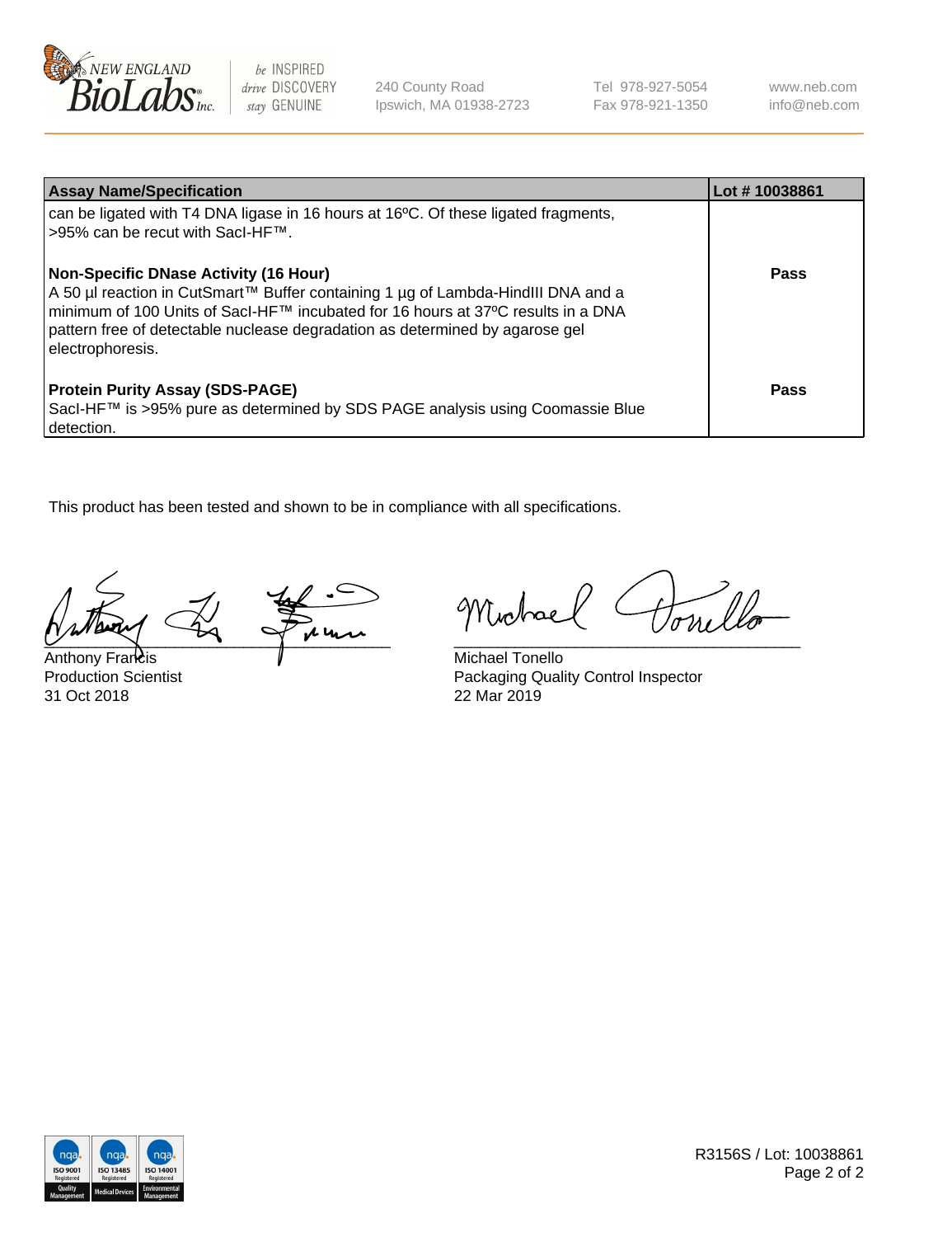| Assay Name/Specification | Lot # 10038861 |
| --- | --- |
| can be ligated with T4 DNA ligase in 16 hours at 16ºC. Of these ligated fragments, >95% can be recut with SacI-HF™. | |
| **Non-Specific DNase Activity (16 Hour)**<br>A 50 µl reaction in CutSmart™ Buffer containing 1 µg of Lambda-HindIII DNA and a minimum of 100 Units of SacI-HF™ incubated for 16 hours at 37ºC results in a DNA pattern free of detectable nuclease degradation as determined by agarose gel electrophoresis. | **Pass** |
| **Protein Purity Assay (SDS-PAGE)**<br>SacI-HF™ is >95% pure as determined by SDS PAGE analysis using Coomassie Blue detection. | **Pass** |

This product has been tested and shown to be in compliance with all specifications.

Anthony Francis
Production Scientist
31 Oct 2018

Michael Tonello
Packaging Quality Control Inspector
22 Mar 2019

R3156S / Lot: 10038861